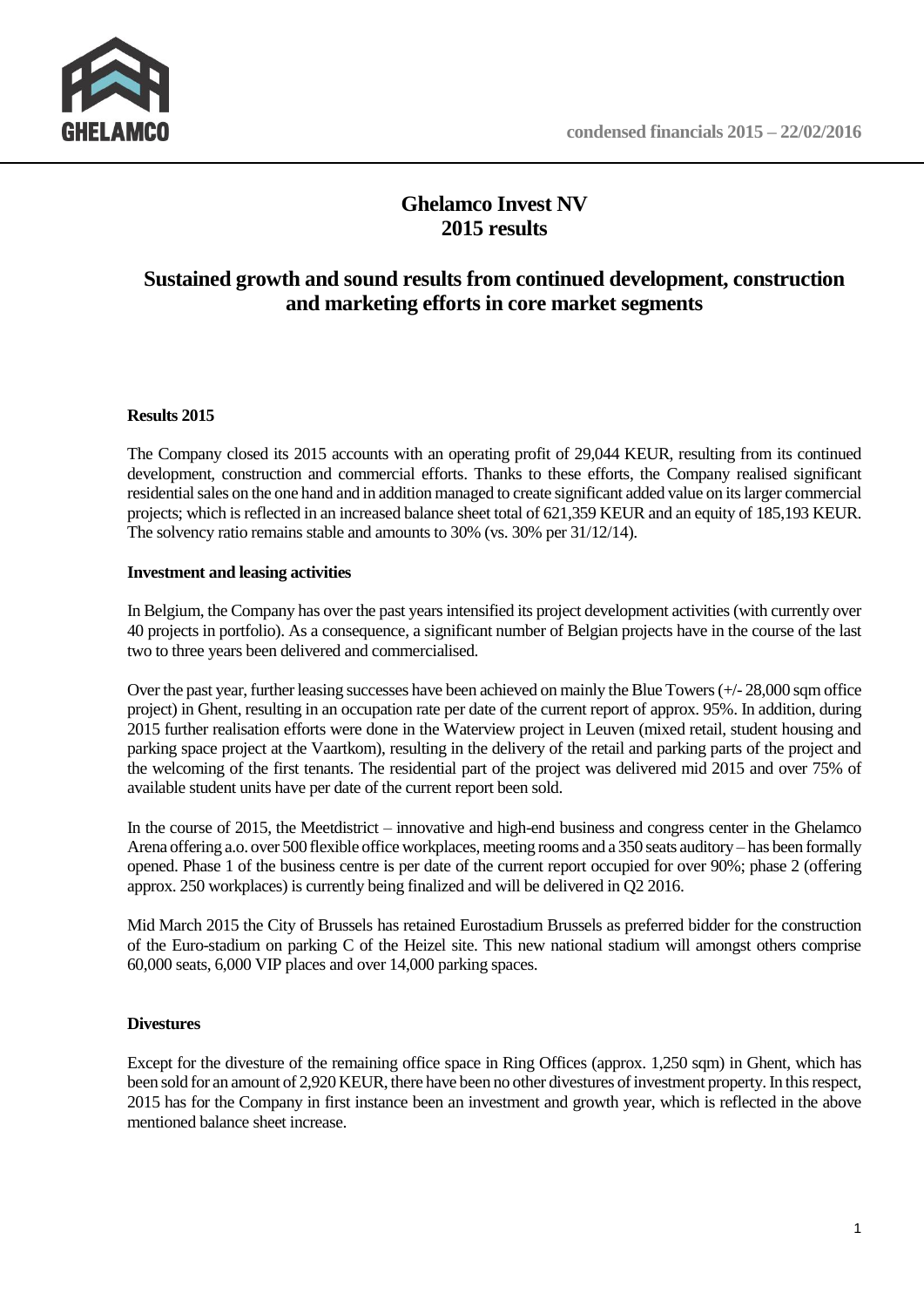# Ghelamco Invest NV
# 2015 results

## Sustained growth and sound results from continued development, construction and marketing efforts in core market segments

**Results 2015**

The Company closed its 2015 accounts with an operating profit of 29,044 KEUR, resulting from its continued development, construction and commercial efforts. Thanks to these efforts, the Company realised significant residential sales on the one hand and in addition managed to create significant added value on its larger commercial projects; which is reflected in an increased balance sheet total of 621,359 KEUR and an equity of 185,193 KEUR. The solvency ratio remains stable and amounts to 30% (vs. 30% per 31/12/14).

**Investment and leasing activities**

In Belgium, the Company has over the past years intensified its project development activities (with currently over 40 projects in portfolio). As a consequence, a significant number of Belgian projects have in the course of the last two to three years been delivered and commercialised.

Over the past year, further leasing successes have been achieved on mainly the Blue Towers (+/- 28,000 sqm office project) in Ghent, resulting in an occupation rate per date of the current report of approx. 95%. In addition, during 2015 further realisation efforts were done in the Waterview project in Leuven (mixed retail, student housing and parking space project at the Vaartkom), resulting in the delivery of the retail and parking parts of the project and the welcoming of the first tenants. The residential part of the project was delivered mid 2015 and over 75% of available student units have per date of the current report been sold.

In the course of 2015, the Meetdistrict – innovative and high-end business and congress center in the Ghelamco Arena offering a.o. over 500 flexible office workplaces, meeting rooms and a 350 seats auditory – has been formally opened. Phase 1 of the business centre is per date of the current report occupied for over 90%; phase 2 (offering approx. 250 workplaces) is currently being finalized and will be delivered in Q2 2016.

Mid March 2015 the City of Brussels has retained Eurostadium Brussels as preferred bidder for the construction of the Euro-stadium on parking C of the Heizel site. This new national stadium will amongst others comprise 60,000 seats, 6,000 VIP places and over 14,000 parking spaces.

**Divestures**

Except for the divesture of the remaining office space in Ring Offices (approx. 1,250 sqm) in Ghent, which has been sold for an amount of 2,920 KEUR, there have been no other divestures of investment property. In this respect, 2015 has for the Company in first instance been an investment and growth year, which is reflected in the above mentioned balance sheet increase.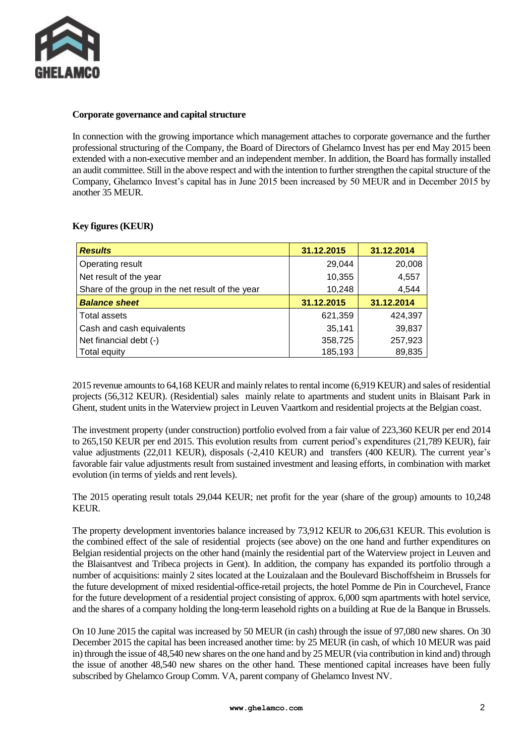**Corporate governance and capital structure**

In connection with the growing importance which management attaches to corporate governance and the further professional structuring of the Company, the Board of Directors of Ghelamco Invest has per end May 2015 been extended with a non-executive member and an independent member. In addition, the Board has formally installed an audit committee. Still in the above respect and with the intention to further strengthen the capital structure of the Company, Ghelamco Invest's capital has in June 2015 been increased by 50 MEUR and in December 2015 by another 35 MEUR.

**Key figures (KEUR)**

| ***Results*** | **31.12.2015** | **31.12.2014** |
|---|---|---|
| Operating result | 29,044 | 20,008 |
| Net result of the year | 10,355 | 4,557 |
| Share of the group in the net result of the year | 10,248 | 4,544 |
| ***Balance sheet*** | **31.12.2015** | **31.12.2014** |
| Total assets | 621,359 | 424,397 |
| Cash and cash equivalents | 35,141 | 39,837 |
| Net financial debt (-) | 358,725 | 257,923 |
| Total equity | 185,193 | 89,835 |

2015 revenue amounts to 64,168 KEUR and mainly relates to rental income (6,919 KEUR) and sales of residential projects (56,312 KEUR). (Residential) sales mainly relate to apartments and student units in Blaisant Park in Ghent, student units in the Waterview project in Leuven Vaartkom and residential projects at the Belgian coast.

The investment property (under construction) portfolio evolved from a fair value of 223,360 KEUR per end 2014 to 265,150 KEUR per end 2015. This evolution results from current period's expenditures (21,789 KEUR), fair value adjustments (22,011 KEUR), disposals (-2,410 KEUR) and transfers (400 KEUR). The current year's favorable fair value adjustments result from sustained investment and leasing efforts, in combination with market evolution (in terms of yields and rent levels).

The 2015 operating result totals 29,044 KEUR; net profit for the year (share of the group) amounts to 10,248 KEUR.

The property development inventories balance increased by 73,912 KEUR to 206,631 KEUR. This evolution is the combined effect of the sale of residential projects (see above) on the one hand and further expenditures on Belgian residential projects on the other hand (mainly the residential part of the Waterview project in Leuven and the Blaisantvest and Tribeca projects in Gent). In addition, the company has expanded its portfolio through a number of acquisitions: mainly 2 sites located at the Louizalaan and the Boulevard Bischoffsheim in Brussels for the future development of mixed residential-office-retail projects, the hotel Pomme de Pin in Courchevel, France for the future development of a residential project consisting of approx. 6,000 sqm apartments with hotel service, and the shares of a company holding the long-term leasehold rights on a building at Rue de la Banque in Brussels.

On 10 June 2015 the capital was increased by 50 MEUR (in cash) through the issue of 97,080 new shares. On 30 December 2015 the capital has been increased another time: by 25 MEUR (in cash, of which 10 MEUR was paid in) through the issue of 48,540 new shares on the one hand and by 25 MEUR (via contribution in kind and) through the issue of another 48,540 new shares on the other hand. These mentioned capital increases have been fully subscribed by Ghelamco Group Comm. VA, parent company of Ghelamco Invest NV.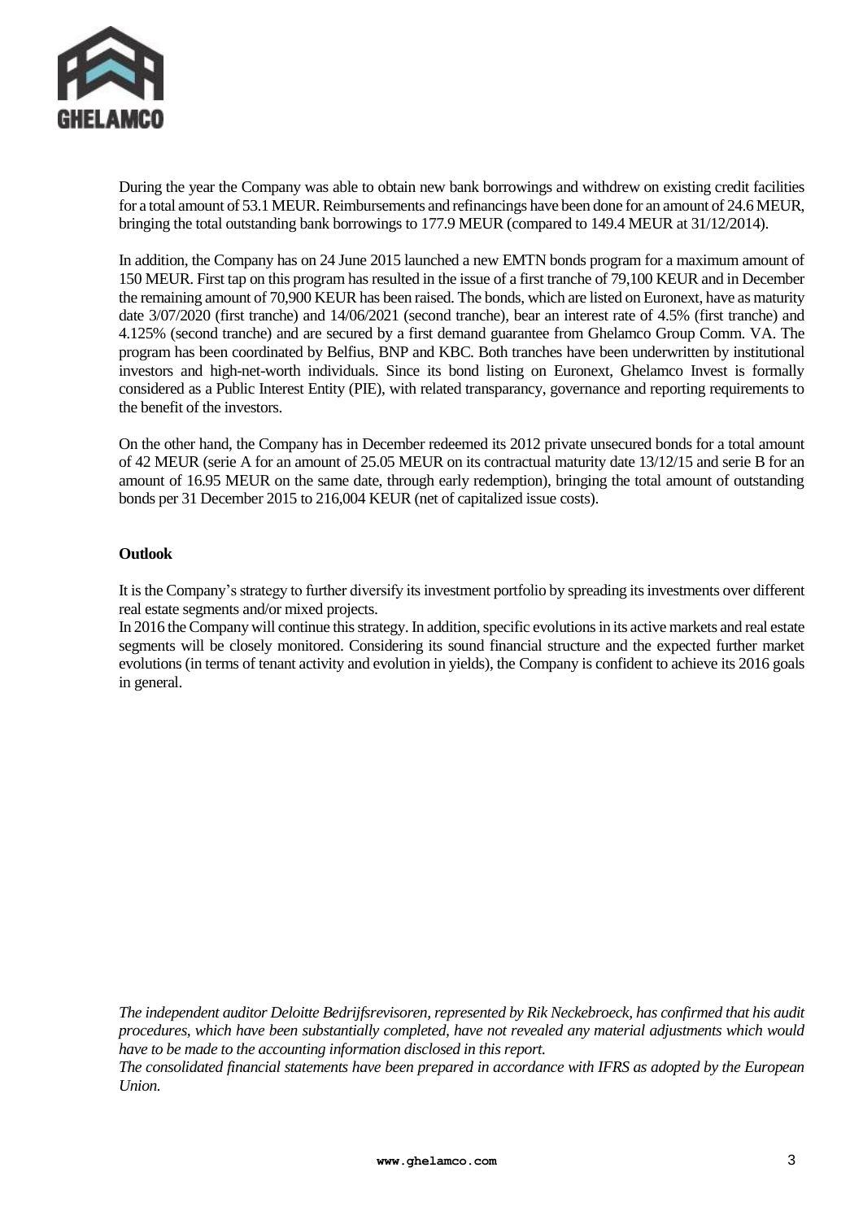During the year the Company was able to obtain new bank borrowings and withdrew on existing credit facilities for a total amount of 53.1 MEUR. Reimbursements and refinancings have been done for an amount of 24.6 MEUR, bringing the total outstanding bank borrowings to 177.9 MEUR (compared to 149.4 MEUR at 31/12/2014).

In addition, the Company has on 24 June 2015 launched a new EMTN bonds program for a maximum amount of 150 MEUR. First tap on this program has resulted in the issue of a first tranche of 79,100 KEUR and in December the remaining amount of 70,900 KEUR has been raised. The bonds, which are listed on Euronext, have as maturity date 3/07/2020 (first tranche) and 14/06/2021 (second tranche), bear an interest rate of 4.5% (first tranche) and 4.125% (second tranche) and are secured by a first demand guarantee from Ghelamco Group Comm. VA. The program has been coordinated by Belfius, BNP and KBC. Both tranches have been underwritten by institutional investors and high-net-worth individuals. Since its bond listing on Euronext, Ghelamco Invest is formally considered as a Public Interest Entity (PIE), with related transparancy, governance and reporting requirements to the benefit of the investors.

On the other hand, the Company has in December redeemed its 2012 private unsecured bonds for a total amount of 42 MEUR (serie A for an amount of 25.05 MEUR on its contractual maturity date 13/12/15 and serie B for an amount of 16.95 MEUR on the same date, through early redemption), bringing the total amount of outstanding bonds per 31 December 2015 to 216,004 KEUR (net of capitalized issue costs).

**Outlook**

It is the Company's strategy to further diversify its investment portfolio by spreading its investments over different real estate segments and/or mixed projects.
In 2016 the Company will continue this strategy. In addition, specific evolutions in its active markets and real estate segments will be closely monitored. Considering its sound financial structure and the expected further market evolutions (in terms of tenant activity and evolution in yields), the Company is confident to achieve its 2016 goals in general.

*The independent auditor Deloitte Bedrijfsrevisoren, represented by Rik Neckebroeck, has confirmed that his audit procedures, which have been substantially completed, have not revealed any material adjustments which would have to be made to the accounting information disclosed in this report.*
*The consolidated financial statements have been prepared in accordance with IFRS as adopted by the European Union.*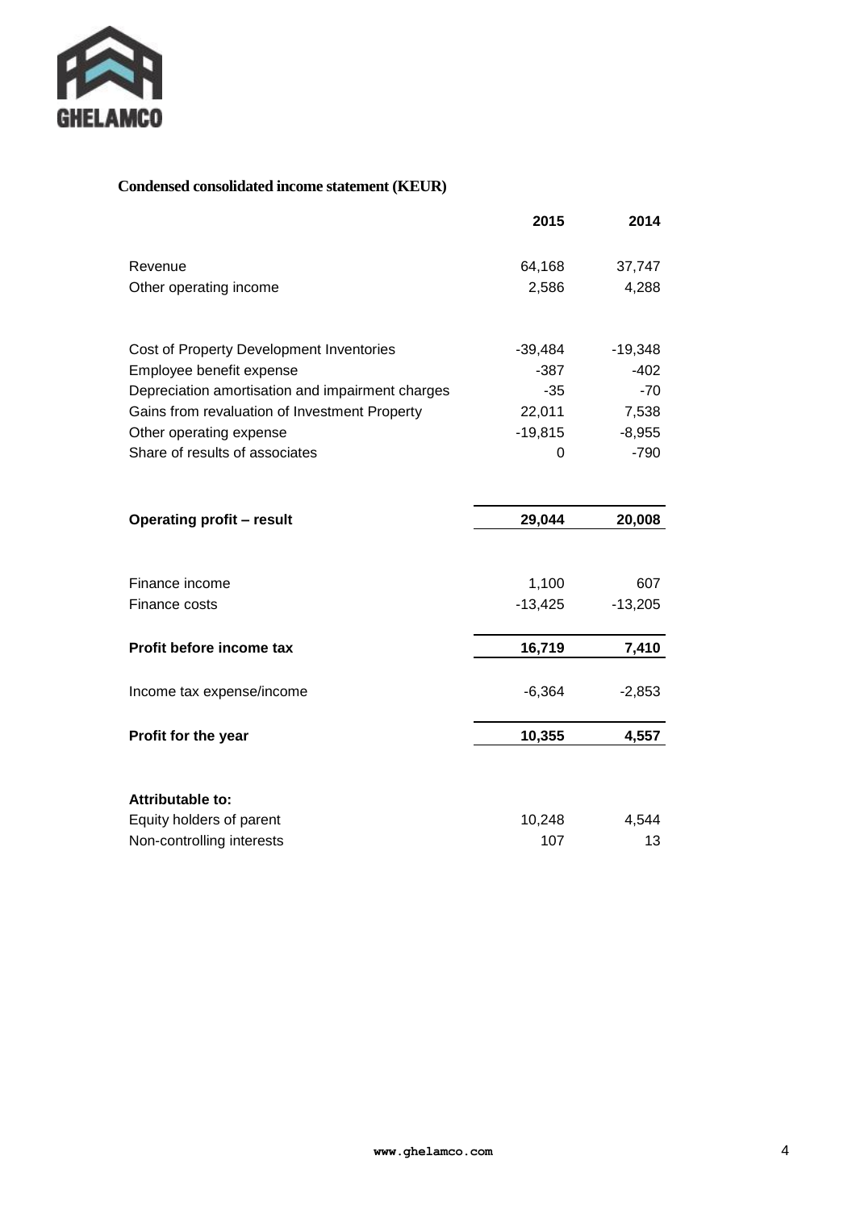**Condensed consolidated income statement (KEUR)**

| | 2015 | 2014 |
|---|---|---|
| Revenue | 64,168 | 37,747 |
| Other operating income | 2,586 | 4,288 |
| | | |
| Cost of Property Development Inventories | -39,484 | -19,348 |
| Employee benefit expense | -387 | -402 |
| Depreciation amortisation and impairment charges | -35 | -70 |
| Gains from revaluation of Investment Property | 22,011 | 7,538 |
| Other operating expense | -19,815 | -8,955 |
| Share of results of associates | 0 | -790 |
| | | |
| **Operating profit – result** | **29,044** | **20,008** |
| | | |
| Finance income | 1,100 | 607 |
| Finance costs | -13,425 | -13,205 |
| | | |
| **Profit before income tax** | **16,719** | **7,410** |
| | | |
| Income tax expense/income | -6,364 | -2,853 |
| | | |
| **Profit for the year** | **10,355** | **4,557** |
| | | |
| **Attributable to:** | | |
| Equity holders of parent | 10,248 | 4,544 |
| Non-controlling interests | 107 | 13 |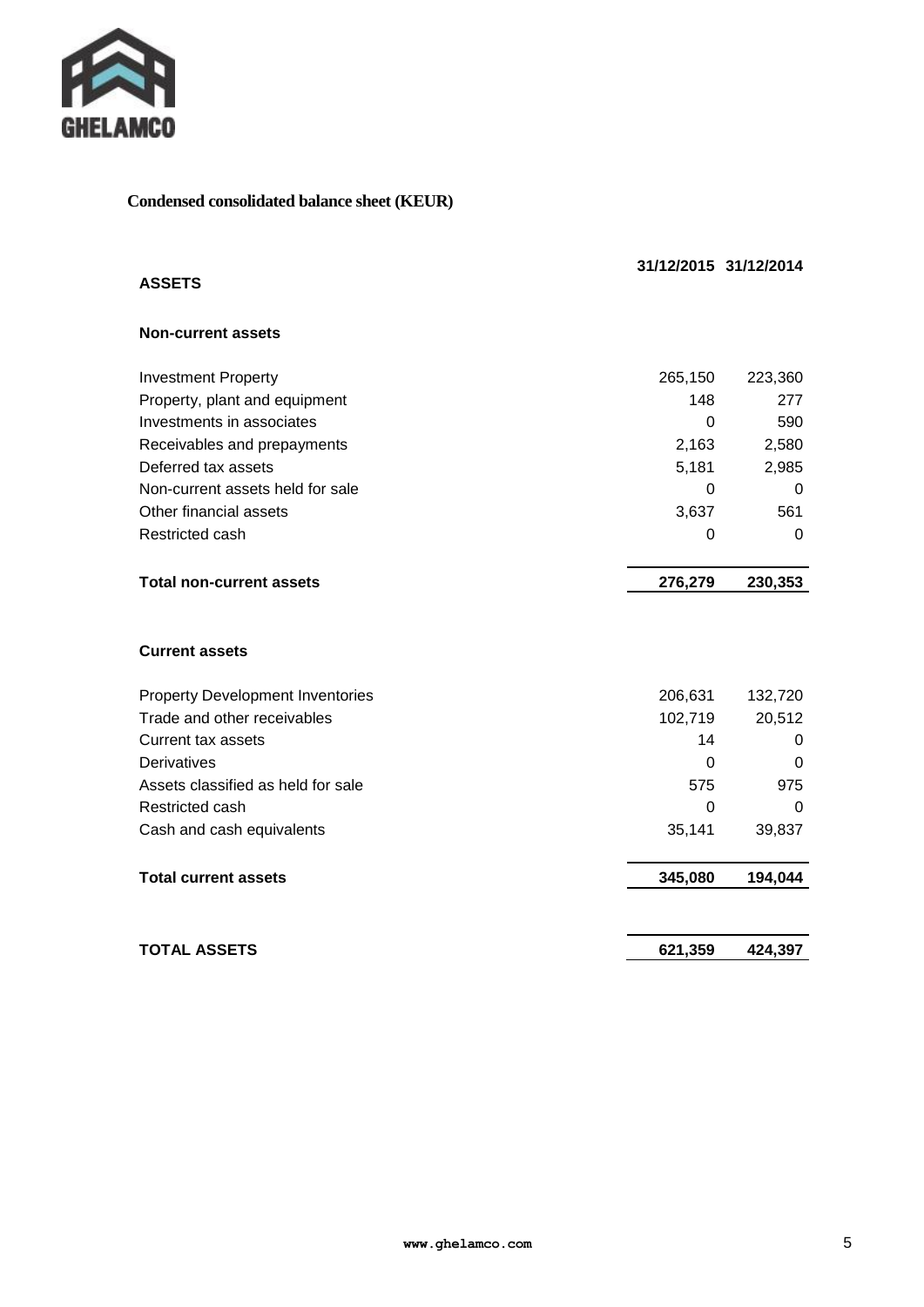**Condensed consolidated balance sheet (KEUR)**

| ASSETS | 31/12/2015 | 31/12/2014 |
|---|---|---|
| **Non-current assets** | | |
| Investment Property | 265,150 | 223,360 |
| Property, plant and equipment | 148 | 277 |
| Investments in associates | 0 | 590 |
| Receivables and prepayments | 2,163 | 2,580 |
| Deferred tax assets | 5,181 | 2,985 |
| Non-current assets held for sale | 0 | 0 |
| Other financial assets | 3,637 | 561 |
| Restricted cash | 0 | 0 |
| **Total non-current assets** | **276,279** | **230,353** |
| **Current assets** | | |
| Property Development Inventories | 206,631 | 132,720 |
| Trade and other receivables | 102,719 | 20,512 |
| Current tax assets | 14 | 0 |
| Derivatives | 0 | 0 |
| Assets classified as held for sale | 575 | 975 |
| Restricted cash | 0 | 0 |
| Cash and cash equivalents | 35,141 | 39,837 |
| **Total current assets** | **345,080** | **194,044** |
| **TOTAL ASSETS** | **621,359** | **424,397** |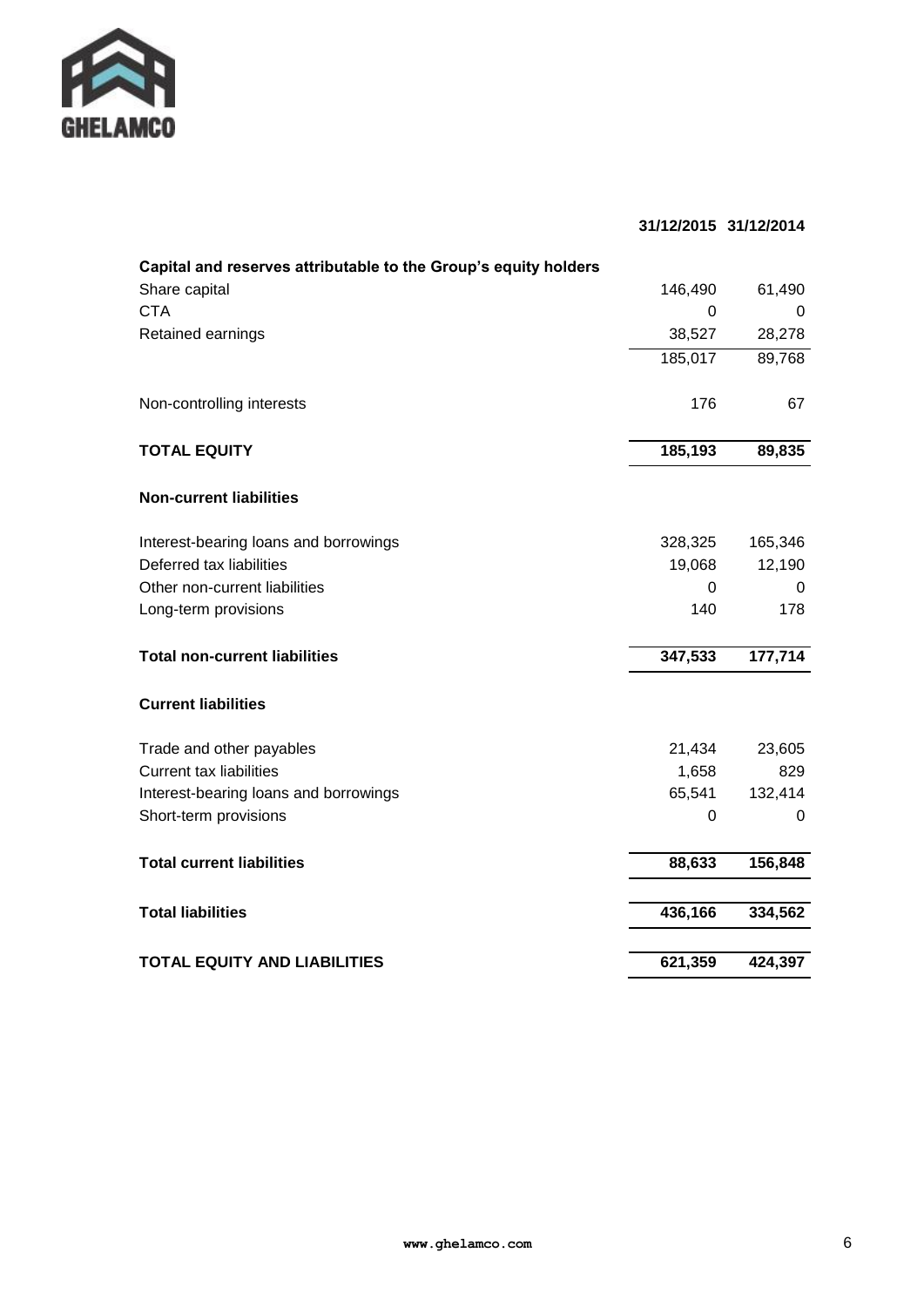| | 31/12/2015 | 31/12/2014 |
|---|---|---|
| **Capital and reserves attributable to the Group's equity holders** | | |
| Share capital | 146,490 | 61,490 |
| CTA | 0 | 0 |
| Retained earnings | 38,527 | 28,278 |
| | 185,017 | 89,768 |
| Non-controlling interests | 176 | 67 |
| **TOTAL EQUITY** | **185,193** | **89,835** |
| **Non-current liabilities** | | |
| Interest-bearing loans and borrowings | 328,325 | 165,346 |
| Deferred tax liabilities | 19,068 | 12,190 |
| Other non-current liabilities | 0 | 0 |
| Long-term provisions | 140 | 178 |
| **Total non-current liabilities** | **347,533** | **177,714** |
| **Current liabilities** | | |
| Trade and other payables | 21,434 | 23,605 |
| Current tax liabilities | 1,658 | 829 |
| Interest-bearing loans and borrowings | 65,541 | 132,414 |
| Short-term provisions | 0 | 0 |
| **Total current liabilities** | **88,633** | **156,848** |
| **Total liabilities** | **436,166** | **334,562** |
| **TOTAL EQUITY AND LIABILITIES** | **621,359** | **424,397** |